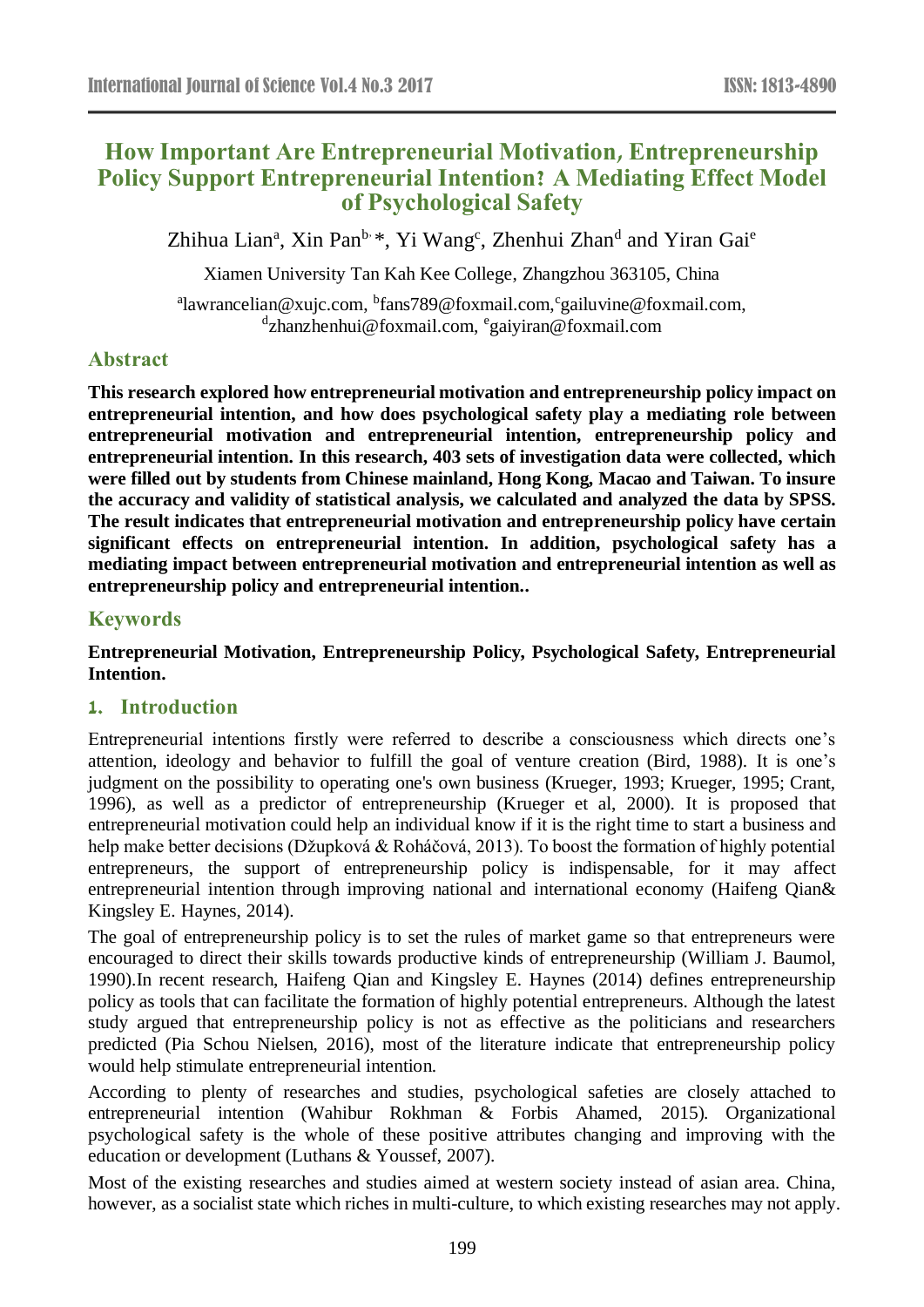# How Important Are Entrepreneurial Motivation, Entrepreneurship Policy Support Entrepreneurial Intention? A Mediating Effect Model of Psychological Safety

Zhihua Lian[a], Xin Pan[b,] *, Yi Wang[c], Zhenhui Zhan[d] and Yiran Gai[e]

Xiamen University Tan Kah Kee College, Zhangzhou 363105, China

[a]lawrancelian@xujc.com, [b]fans789@foxmail.com,[c]gailuvine@foxmail.com, [d]zhanzhenhui@foxmail.com, [e]gaiyiran@foxmail.com

## Abstract

**This research explored how entrepreneurial motivation and entrepreneurship policy impact on entrepreneurial intention, and how does psychological safety play a mediating role between entrepreneurial motivation and entrepreneurial intention, entrepreneurship policy and entrepreneurial intention. In this research, 403 sets of investigation data were collected, which were filled out by students from Chinese mainland, Hong Kong, Macao and Taiwan. To insure the accuracy and validity of statistical analysis, we calculated and analyzed the data by SPSS. The result indicates that entrepreneurial motivation and entrepreneurship policy have certain significant effects on entrepreneurial intention. In addition, psychological safety has a mediating impact between entrepreneurial motivation and entrepreneurial intention as well as entrepreneurship policy and entrepreneurial intention..**

## Keywords

**Entrepreneurial Motivation, Entrepreneurship Policy, Psychological Safety, Entrepreneurial Intention.**

## 1. Introduction

Entrepreneurial intentions firstly were referred to describe a consciousness which directs one's attention, ideology and behavior to fulfill the goal of venture creation (Bird, 1988). It is one's judgment on the possibility to operating one's own business (Krueger, 1993; Krueger, 1995; Crant, 1996), as well as a predictor of entrepreneurship (Krueger et al, 2000). It is proposed that entrepreneurial motivation could help an individual know if it is the right time to start a business and help make better decisions (Džupková & Roháčová, 2013). To boost the formation of highly potential entrepreneurs, the support of entrepreneurship policy is indispensable, for it may affect entrepreneurial intention through improving national and international economy (Haifeng Qian& Kingsley E. Haynes, 2014).

The goal of entrepreneurship policy is to set the rules of market game so that entrepreneurs were encouraged to direct their skills towards productive kinds of entrepreneurship (William J. Baumol, 1990).In recent research, Haifeng Qian and Kingsley E. Haynes (2014) defines entrepreneurship policy as tools that can facilitate the formation of highly potential entrepreneurs. Although the latest study argued that entrepreneurship policy is not as effective as the politicians and researchers predicted (Pia Schou Nielsen, 2016), most of the literature indicate that entrepreneurship policy would help stimulate entrepreneurial intention.

According to plenty of researches and studies, psychological safeties are closely attached to entrepreneurial intention (Wahibur Rokhman & Forbis Ahamed, 2015). Organizational psychological safety is the whole of these positive attributes changing and improving with the education or development (Luthans & Youssef, 2007).

Most of the existing researches and studies aimed at western society instead of asian area. China, however, as a socialist state which riches in multi-culture, to which existing researches may not apply.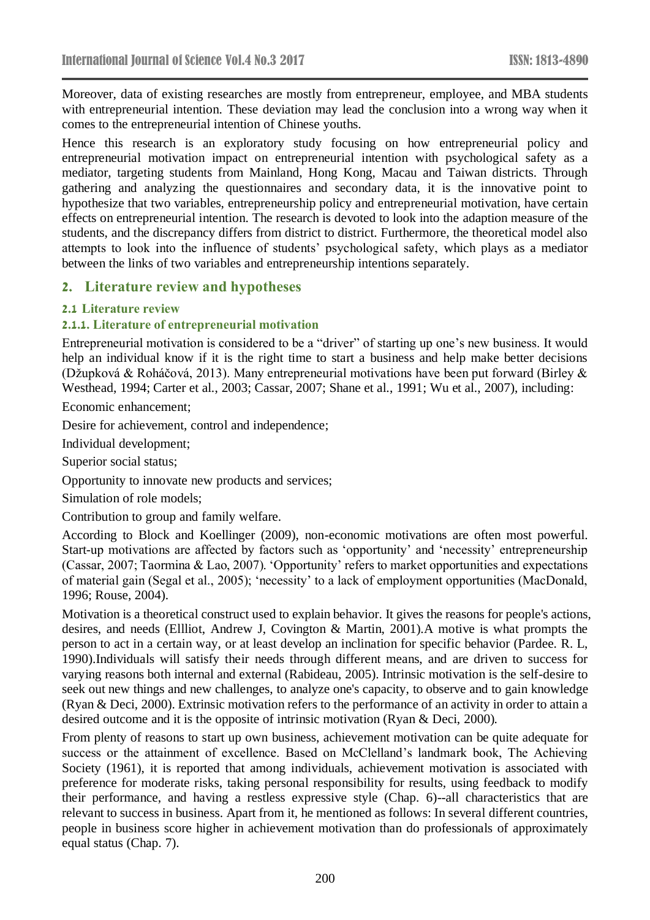Moreover, data of existing researches are mostly from entrepreneur, employee, and MBA students with entrepreneurial intention. These deviation may lead the conclusion into a wrong way when it comes to the entrepreneurial intention of Chinese youths.

Hence this research is an exploratory study focusing on how entrepreneurial policy and entrepreneurial motivation impact on entrepreneurial intention with psychological safety as a mediator, targeting students from Mainland, Hong Kong, Macau and Taiwan districts. Through gathering and analyzing the questionnaires and secondary data, it is the innovative point to hypothesize that two variables, entrepreneurship policy and entrepreneurial motivation, have certain effects on entrepreneurial intention. The research is devoted to look into the adaption measure of the students, and the discrepancy differs from district to district. Furthermore, the theoretical model also attempts to look into the influence of students' psychological safety, which plays as a mediator between the links of two variables and entrepreneurship intentions separately.

## 2. Literature review and hypotheses

### 2.1 Literature review

#### 2.1.1. Literature of entrepreneurial motivation

Entrepreneurial motivation is considered to be a "driver" of starting up one's new business. It would help an individual know if it is the right time to start a business and help make better decisions (Džupková & Roháčová, 2013). Many entrepreneurial motivations have been put forward (Birley & Westhead, 1994; Carter et al., 2003; Cassar, 2007; Shane et al., 1991; Wu et al., 2007), including:

Economic enhancement;

Desire for achievement, control and independence;

Individual development;

Superior social status;

Opportunity to innovate new products and services;

Simulation of role models;

Contribution to group and family welfare.

According to Block and Koellinger (2009), non-economic motivations are often most powerful. Start-up motivations are affected by factors such as 'opportunity' and 'necessity' entrepreneurship (Cassar, 2007; Taormina & Lao, 2007). 'Opportunity' refers to market opportunities and expectations of material gain (Segal et al., 2005); 'necessity' to a lack of employment opportunities (MacDonald, 1996; Rouse, 2004).

Motivation is a theoretical construct used to explain behavior. It gives the reasons for people's actions, desires, and needs (Ellliot, Andrew J, Covington & Martin, 2001).A motive is what prompts the person to act in a certain way, or at least develop an inclination for specific behavior (Pardee. R. L, 1990).Individuals will satisfy their needs through different means, and are driven to success for varying reasons both internal and external (Rabideau, 2005). Intrinsic motivation is the self-desire to seek out new things and new challenges, to analyze one's capacity, to observe and to gain knowledge (Ryan & Deci, 2000). Extrinsic motivation refers to the performance of an activity in order to attain a desired outcome and it is the opposite of intrinsic motivation (Ryan & Deci, 2000).

From plenty of reasons to start up own business, achievement motivation can be quite adequate for success or the attainment of excellence. Based on McClelland's landmark book, The Achieving Society (1961), it is reported that among individuals, achievement motivation is associated with preference for moderate risks, taking personal responsibility for results, using feedback to modify their performance, and having a restless expressive style (Chap. 6)--all characteristics that are relevant to success in business. Apart from it, he mentioned as follows: In several different countries, people in business score higher in achievement motivation than do professionals of approximately equal status (Chap. 7).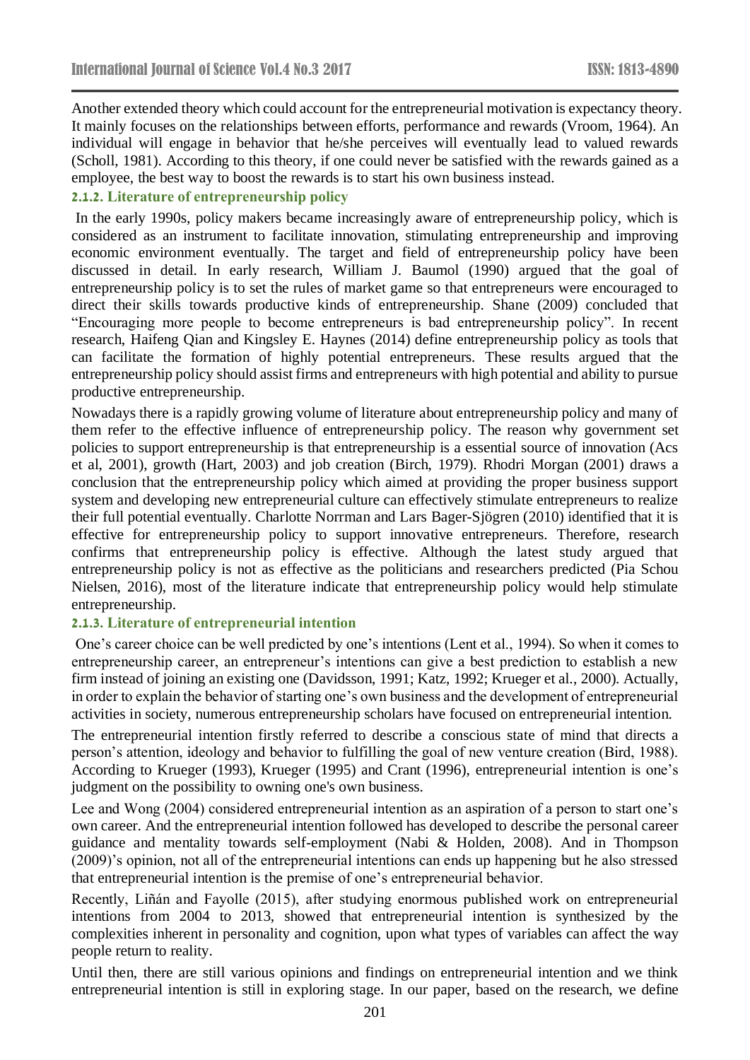Another extended theory which could account for the entrepreneurial motivation is expectancy theory. It mainly focuses on the relationships between efforts, performance and rewards (Vroom, 1964). An individual will engage in behavior that he/she perceives will eventually lead to valued rewards (Scholl, 1981). According to this theory, if one could never be satisfied with the rewards gained as a employee, the best way to boost the rewards is to start his own business instead.

### 2.1.2. Literature of entrepreneurship policy

In the early 1990s, policy makers became increasingly aware of entrepreneurship policy, which is considered as an instrument to facilitate innovation, stimulating entrepreneurship and improving economic environment eventually. The target and field of entrepreneurship policy have been discussed in detail. In early research, William J. Baumol (1990) argued that the goal of entrepreneurship policy is to set the rules of market game so that entrepreneurs were encouraged to direct their skills towards productive kinds of entrepreneurship. Shane (2009) concluded that "Encouraging more people to become entrepreneurs is bad entrepreneurship policy". In recent research, Haifeng Qian and Kingsley E. Haynes (2014) define entrepreneurship policy as tools that can facilitate the formation of highly potential entrepreneurs. These results argued that the entrepreneurship policy should assist firms and entrepreneurs with high potential and ability to pursue productive entrepreneurship.

Nowadays there is a rapidly growing volume of literature about entrepreneurship policy and many of them refer to the effective influence of entrepreneurship policy. The reason why government set policies to support entrepreneurship is that entrepreneurship is a essential source of innovation (Acs et al, 2001), growth (Hart, 2003) and job creation (Birch, 1979). Rhodri Morgan (2001) draws a conclusion that the entrepreneurship policy which aimed at providing the proper business support system and developing new entrepreneurial culture can effectively stimulate entrepreneurs to realize their full potential eventually. Charlotte Norrman and Lars Bager-Sjögren (2010) identified that it is effective for entrepreneurship policy to support innovative entrepreneurs. Therefore, research confirms that entrepreneurship policy is effective. Although the latest study argued that entrepreneurship policy is not as effective as the politicians and researchers predicted (Pia Schou Nielsen, 2016), most of the literature indicate that entrepreneurship policy would help stimulate entrepreneurship.

### 2.1.3. Literature of entrepreneurial intention

One's career choice can be well predicted by one's intentions (Lent et al., 1994). So when it comes to entrepreneurship career, an entrepreneur's intentions can give a best prediction to establish a new firm instead of joining an existing one (Davidsson, 1991; Katz, 1992; Krueger et al., 2000). Actually, in order to explain the behavior of starting one's own business and the development of entrepreneurial activities in society, numerous entrepreneurship scholars have focused on entrepreneurial intention.

The entrepreneurial intention firstly referred to describe a conscious state of mind that directs a person's attention, ideology and behavior to fulfilling the goal of new venture creation (Bird, 1988). According to Krueger (1993), Krueger (1995) and Crant (1996), entrepreneurial intention is one's judgment on the possibility to owning one's own business.

Lee and Wong (2004) considered entrepreneurial intention as an aspiration of a person to start one's own career. And the entrepreneurial intention followed has developed to describe the personal career guidance and mentality towards self-employment (Nabi & Holden, 2008). And in Thompson (2009)'s opinion, not all of the entrepreneurial intentions can ends up happening but he also stressed that entrepreneurial intention is the premise of one's entrepreneurial behavior.

Recently, Liñán and Fayolle (2015), after studying enormous published work on entrepreneurial intentions from 2004 to 2013, showed that entrepreneurial intention is synthesized by the complexities inherent in personality and cognition, upon what types of variables can affect the way people return to reality.

Until then, there are still various opinions and findings on entrepreneurial intention and we think entrepreneurial intention is still in exploring stage. In our paper, based on the research, we define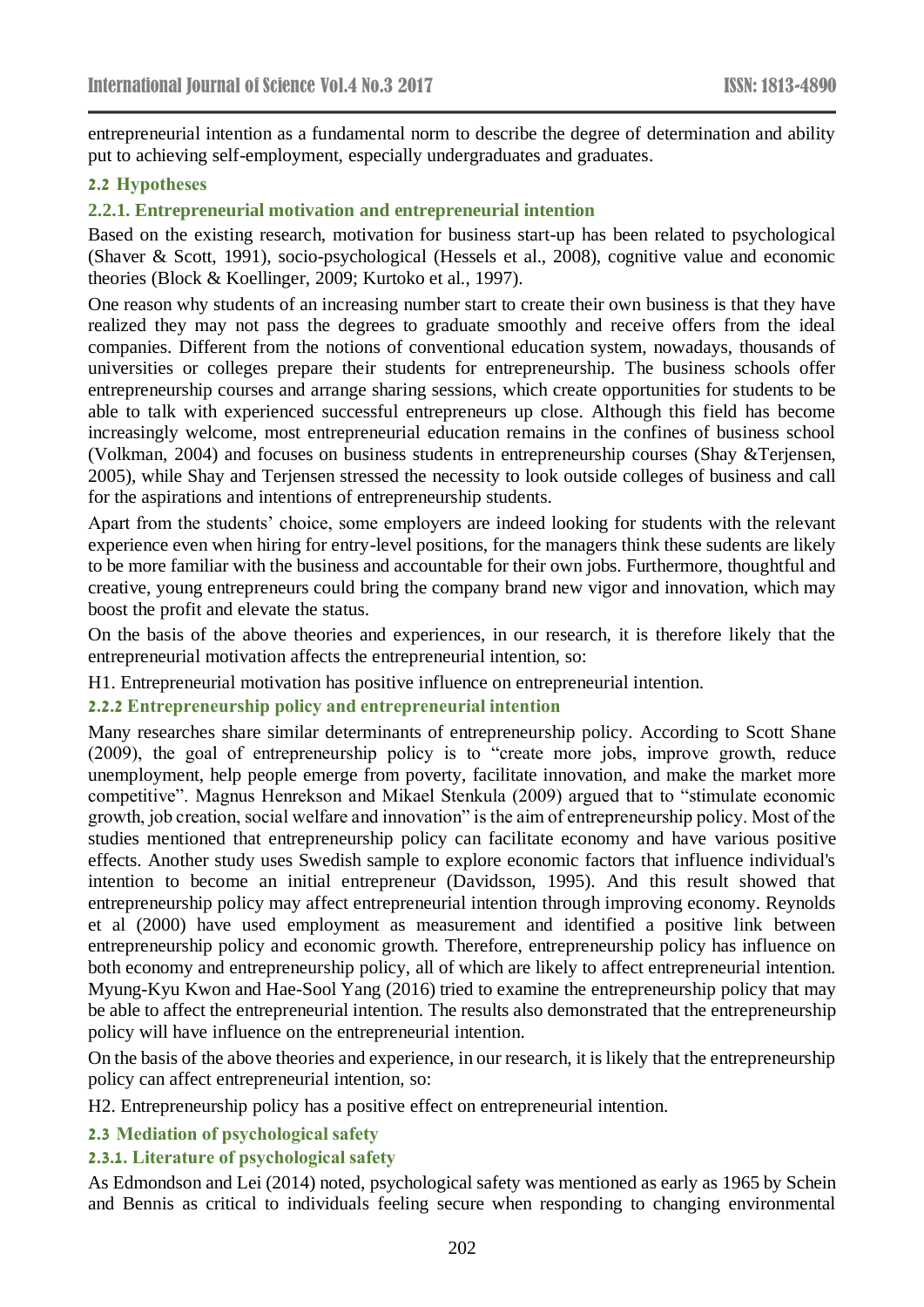entrepreneurial intention as a fundamental norm to describe the degree of determination and ability put to achieving self-employment, especially undergraduates and graduates.

## 2.2 Hypotheses

### 2.2.1. Entrepreneurial motivation and entrepreneurial intention

Based on the existing research, motivation for business start-up has been related to psychological (Shaver & Scott, 1991), socio-psychological (Hessels et al., 2008), cognitive value and economic theories (Block & Koellinger, 2009; Kurtoko et al., 1997).

One reason why students of an increasing number start to create their own business is that they have realized they may not pass the degrees to graduate smoothly and receive offers from the ideal companies. Different from the notions of conventional education system, nowadays, thousands of universities or colleges prepare their students for entrepreneurship. The business schools offer entrepreneurship courses and arrange sharing sessions, which create opportunities for students to be able to talk with experienced successful entrepreneurs up close. Although this field has become increasingly welcome, most entrepreneurial education remains in the confines of business school (Volkman, 2004) and focuses on business students in entrepreneurship courses (Shay &Terjensen, 2005), while Shay and Terjensen stressed the necessity to look outside colleges of business and call for the aspirations and intentions of entrepreneurship students.

Apart from the students' choice, some employers are indeed looking for students with the relevant experience even when hiring for entry-level positions, for the managers think these sudents are likely to be more familiar with the business and accountable for their own jobs. Furthermore, thoughtful and creative, young entrepreneurs could bring the company brand new vigor and innovation, which may boost the profit and elevate the status.

On the basis of the above theories and experiences, in our research, it is therefore likely that the entrepreneurial motivation affects the entrepreneurial intention, so:

H1. Entrepreneurial motivation has positive influence on entrepreneurial intention.

### 2.2.2 Entrepreneurship policy and entrepreneurial intention

Many researches share similar determinants of entrepreneurship policy. According to Scott Shane (2009), the goal of entrepreneurship policy is to "create more jobs, improve growth, reduce unemployment, help people emerge from poverty, facilitate innovation, and make the market more competitive". Magnus Henrekson and Mikael Stenkula (2009) argued that to "stimulate economic growth, job creation, social welfare and innovation" is the aim of entrepreneurship policy. Most of the studies mentioned that entrepreneurship policy can facilitate economy and have various positive effects. Another study uses Swedish sample to explore economic factors that influence individual's intention to become an initial entrepreneur (Davidsson, 1995). And this result showed that entrepreneurship policy may affect entrepreneurial intention through improving economy. Reynolds et al (2000) have used employment as measurement and identified a positive link between entrepreneurship policy and economic growth. Therefore, entrepreneurship policy has influence on both economy and entrepreneurship policy, all of which are likely to affect entrepreneurial intention. Myung-Kyu Kwon and Hae-Sool Yang (2016) tried to examine the entrepreneurship policy that may be able to affect the entrepreneurial intention. The results also demonstrated that the entrepreneurship policy will have influence on the entrepreneurial intention.

On the basis of the above theories and experience, in our research, it is likely that the entrepreneurship policy can affect entrepreneurial intention, so:

H2. Entrepreneurship policy has a positive effect on entrepreneurial intention.

## 2.3 Mediation of psychological safety

### 2.3.1. Literature of psychological safety

As Edmondson and Lei (2014) noted, psychological safety was mentioned as early as 1965 by Schein and Bennis as critical to individuals feeling secure when responding to changing environmental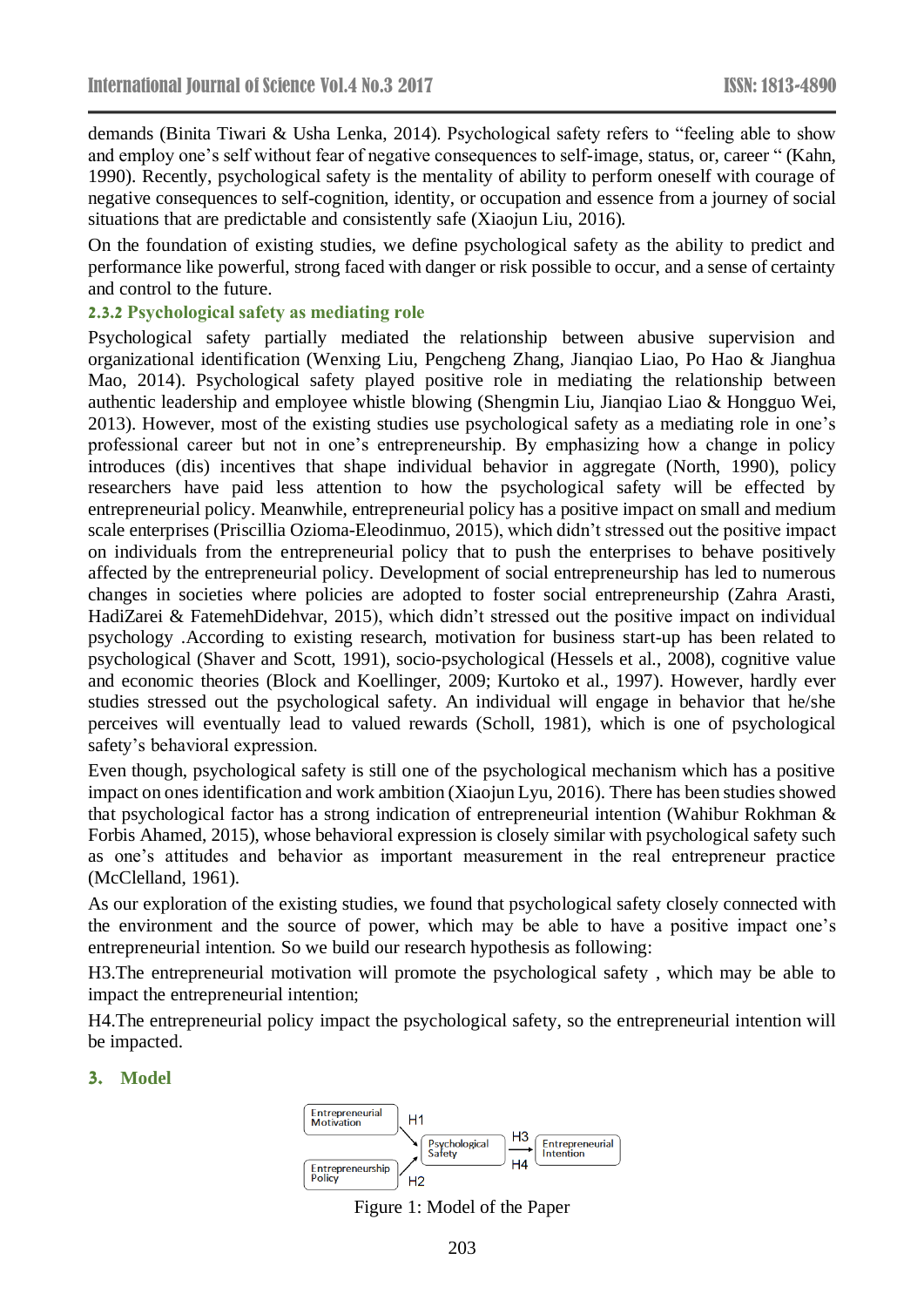demands (Binita Tiwari & Usha Lenka, 2014). Psychological safety refers to "feeling able to show and employ one's self without fear of negative consequences to self-image, status, or, career " (Kahn, 1990). Recently, psychological safety is the mentality of ability to perform oneself with courage of negative consequences to self-cognition, identity, or occupation and essence from a journey of social situations that are predictable and consistently safe (Xiaojun Liu, 2016).

On the foundation of existing studies, we define psychological safety as the ability to predict and performance like powerful, strong faced with danger or risk possible to occur, and a sense of certainty and control to the future.

### 2.3.2 Psychological safety as mediating role

Psychological safety partially mediated the relationship between abusive supervision and organizational identification (Wenxing Liu, Pengcheng Zhang, Jianqiao Liao, Po Hao & Jianghua Mao, 2014). Psychological safety played positive role in mediating the relationship between authentic leadership and employee whistle blowing (Shengmin Liu, Jianqiao Liao & Hongguo Wei, 2013). However, most of the existing studies use psychological safety as a mediating role in one's professional career but not in one's entrepreneurship. By emphasizing how a change in policy introduces (dis) incentives that shape individual behavior in aggregate (North, 1990), policy researchers have paid less attention to how the psychological safety will be effected by entrepreneurial policy. Meanwhile, entrepreneurial policy has a positive impact on small and medium scale enterprises (Priscillia Ozioma-Eleodinmuo, 2015), which didn't stressed out the positive impact on individuals from the entrepreneurial policy that to push the enterprises to behave positively affected by the entrepreneurial policy. Development of social entrepreneurship has led to numerous changes in societies where policies are adopted to foster social entrepreneurship (Zahra Arasti, HadiZarei & FatemehDidehvar, 2015), which didn't stressed out the positive impact on individual psychology .According to existing research, motivation for business start-up has been related to psychological (Shaver and Scott, 1991), socio-psychological (Hessels et al., 2008), cognitive value and economic theories (Block and Koellinger, 2009; Kurtoko et al., 1997). However, hardly ever studies stressed out the psychological safety. An individual will engage in behavior that he/she perceives will eventually lead to valued rewards (Scholl, 1981), which is one of psychological safety's behavioral expression.

Even though, psychological safety is still one of the psychological mechanism which has a positive impact on ones identification and work ambition (Xiaojun Lyu, 2016). There has been studies showed that psychological factor has a strong indication of entrepreneurial intention (Wahibur Rokhman & Forbis Ahamed, 2015), whose behavioral expression is closely similar with psychological safety such as one's attitudes and behavior as important measurement in the real entrepreneur practice (McClelland, 1961).

As our exploration of the existing studies, we found that psychological safety closely connected with the environment and the source of power, which may be able to have a positive impact one's entrepreneurial intention. So we build our research hypothesis as following:

H3.The entrepreneurial motivation will promote the psychological safety , which may be able to impact the entrepreneurial intention;

H4.The entrepreneurial policy impact the psychological safety, so the entrepreneurial intention will be impacted.

## 3. Model

Entrepreneurial Motivation → (H1) → Psychological Safety → (H3 / H4) → Entrepreneurial Intention

Entrepreneurship Policy → (H2) → Psychological Safety

Figure 1: Model of the Paper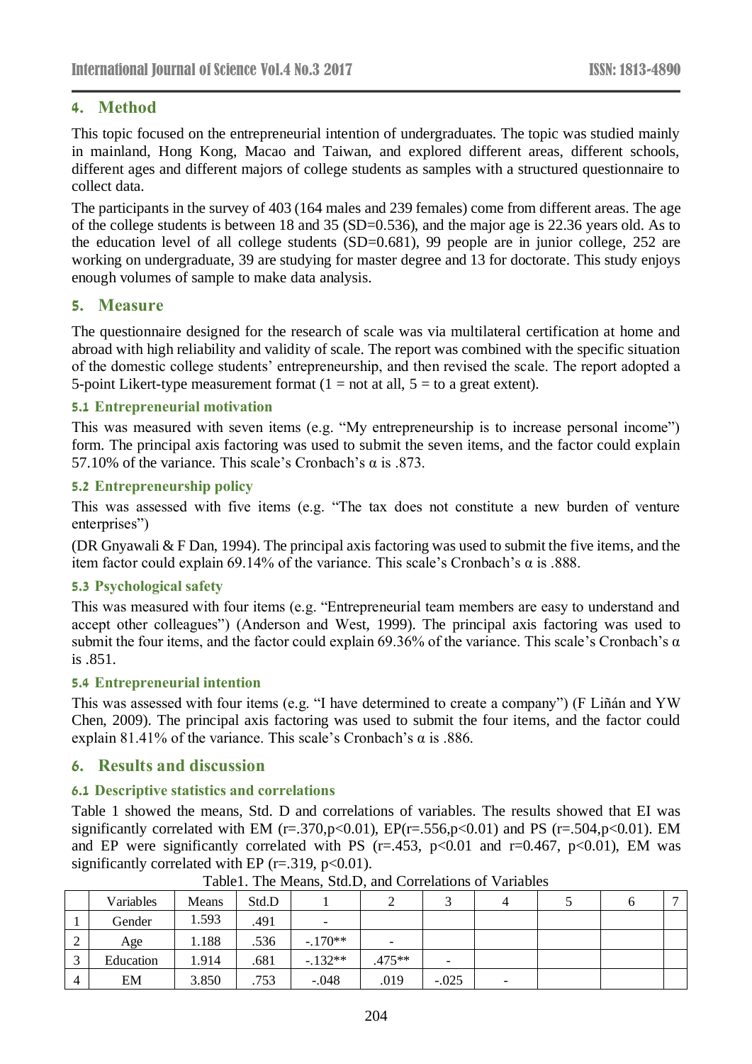## 4. Method

This topic focused on the entrepreneurial intention of undergraduates. The topic was studied mainly in mainland, Hong Kong, Macao and Taiwan, and explored different areas, different schools, different ages and different majors of college students as samples with a structured questionnaire to collect data.

The participants in the survey of 403 (164 males and 239 females) come from different areas. The age of the college students is between 18 and 35 (SD=0.536), and the major age is 22.36 years old. As to the education level of all college students (SD=0.681), 99 people are in junior college, 252 are working on undergraduate, 39 are studying for master degree and 13 for doctorate. This study enjoys enough volumes of sample to make data analysis.

## 5. Measure

The questionnaire designed for the research of scale was via multilateral certification at home and abroad with high reliability and validity of scale. The report was combined with the specific situation of the domestic college students' entrepreneurship, and then revised the scale. The report adopted a 5-point Likert-type measurement format (1 = not at all, 5 = to a great extent).

### 5.1 Entrepreneurial motivation

This was measured with seven items (e.g. "My entrepreneurship is to increase personal income") form. The principal axis factoring was used to submit the seven items, and the factor could explain 57.10% of the variance. This scale's Cronbach's α is .873.

### 5.2 Entrepreneurship policy

This was assessed with five items (e.g. "The tax does not constitute a new burden of venture enterprises")

(DR Gnyawali & F Dan, 1994). The principal axis factoring was used to submit the five items, and the item factor could explain 69.14% of the variance. This scale's Cronbach's α is .888.

### 5.3 Psychological safety

This was measured with four items (e.g. "Entrepreneurial team members are easy to understand and accept other colleagues") (Anderson and West, 1999). The principal axis factoring was used to submit the four items, and the factor could explain 69.36% of the variance. This scale's Cronbach's α is .851.

### 5.4 Entrepreneurial intention

This was assessed with four items (e.g. "I have determined to create a company") (F Liñán and YW Chen, 2009). The principal axis factoring was used to submit the four items, and the factor could explain 81.41% of the variance. This scale's Cronbach's α is .886.

## 6. Results and discussion

### 6.1 Descriptive statistics and correlations

Table 1 showed the means, Std. D and correlations of variables. The results showed that EI was significantly correlated with EM (r=.370,p<0.01), EP(r=.556,p<0.01) and PS (r=.504,p<0.01). EM and EP were significantly correlated with PS (r=.453, p<0.01 and r=0.467, p<0.01), EM was significantly correlated with EP (r=.319, p<0.01).

Table1. The Means, Std.D, and Correlations of Variables

| | Variables | Means | Std.D | 1 | 2 | 3 | 4 | 5 | 6 | 7 |
|---|---|---|---|---|---|---|---|---|---|---|
| 1 | Gender | 1.593 | .491 | - | | | | | | |
| 2 | Age | 1.188 | .536 | -.170** | - | | | | | |
| 3 | Education | 1.914 | .681 | -.132** | .475** | - | | | | |
| 4 | EM | 3.850 | .753 | -.048 | .019 | -.025 | - | | | |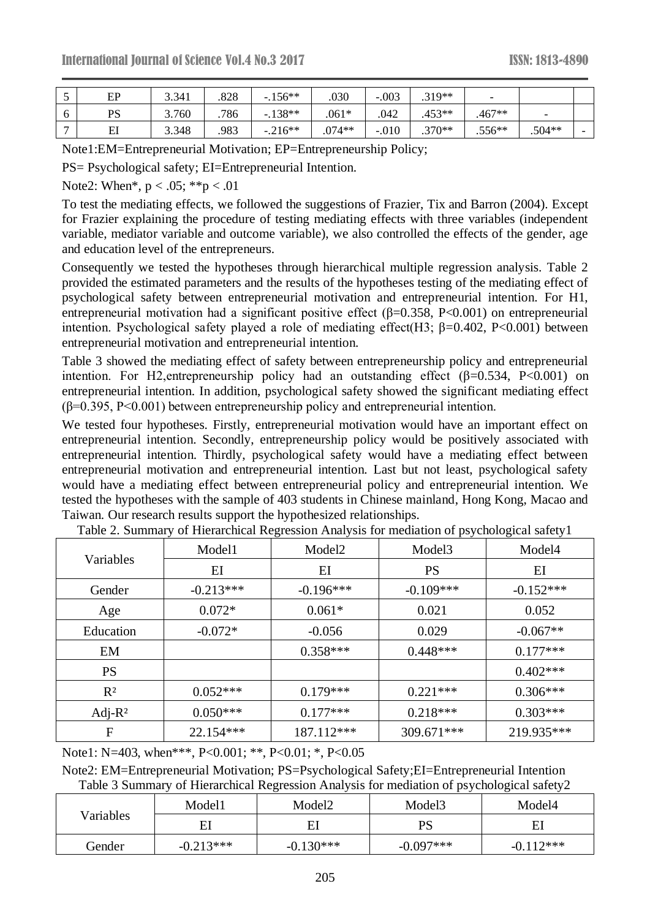| 5 | EP | 3.341 | .828 | -.156** | .030 | -.003 | .319** | - | | |
|---|---|---|---|---|---|---|---|---|---|---|
| 6 | PS | 3.760 | .786 | -.138** | .061* | .042 | .453** | .467** | - | |
| 7 | EI | 3.348 | .983 | -.216** | .074** | -.010 | .370** | .556** | .504** | - |

Note1:EM=Entrepreneurial Motivation; EP=Entrepreneurship Policy;

PS= Psychological safety; EI=Entrepreneurial Intention.

Note2: When*, $p < .05$; **$p < .01$

To test the mediating effects, we followed the suggestions of Frazier, Tix and Barron (2004). Except for Frazier explaining the procedure of testing mediating effects with three variables (independent variable, mediator variable and outcome variable), we also controlled the effects of the gender, age and education level of the entrepreneurs.

Consequently we tested the hypotheses through hierarchical multiple regression analysis. Table 2 provided the estimated parameters and the results of the hypotheses testing of the mediating effect of psychological safety between entrepreneurial motivation and entrepreneurial intention. For H1, entrepreneurial motivation had a significant positive effect ($\beta$=0.358, P<0.001) on entrepreneurial intention. Psychological safety played a role of mediating effect(H3; $\beta$=0.402, P<0.001) between entrepreneurial motivation and entrepreneurial intention.

Table 3 showed the mediating effect of safety between entrepreneurship policy and entrepreneurial intention. For H2,entrepreneurship policy had an outstanding effect ($\beta$=0.534, P<0.001) on entrepreneurial intention. In addition, psychological safety showed the significant mediating effect ($\beta$=0.395, P<0.001) between entrepreneurship policy and entrepreneurial intention.

We tested four hypotheses. Firstly, entrepreneurial motivation would have an important effect on entrepreneurial intention. Secondly, entrepreneurship policy would be positively associated with entrepreneurial intention. Thirdly, psychological safety would have a mediating effect between entrepreneurial motivation and entrepreneurial intention. Last but not least, psychological safety would have a mediating effect between entrepreneurial policy and entrepreneurial intention. We tested the hypotheses with the sample of 403 students in Chinese mainland, Hong Kong, Macao and Taiwan. Our research results support the hypothesized relationships.

Table 2. Summary of Hierarchical Regression Analysis for mediation of psychological safety1

| Variables | Model1 | Model2 | Model3 | Model4 |
|---|---|---|---|---|
| | EI | EI | PS | EI |
| Gender | -0.213*** | -0.196*** | -0.109*** | -0.152*** |
| Age | 0.072* | 0.061* | 0.021 | 0.052 |
| Education | -0.072* | -0.056 | 0.029 | -0.067** |
| EM | | 0.358*** | 0.448*** | 0.177*** |
| PS | | | | 0.402*** |
| $R^2$ | 0.052*** | 0.179*** | 0.221*** | 0.306*** |
| Adj-$R^2$ | 0.050*** | 0.177*** | 0.218*** | 0.303*** |
| F | 22.154*** | 187.112*** | 309.671*** | 219.935*** |

Note1: N=403, when***, P<0.001; **, P<0.01; *, P<0.05

Note2: EM=Entrepreneurial Motivation; PS=Psychological Safety;EI=Entrepreneurial Intention

Table 3 Summary of Hierarchical Regression Analysis for mediation of psychological safety2

| Variables | Model1 | Model2 | Model3 | Model4 |
|---|---|---|---|---|
| | EI | EI | PS | EI |
| Gender | -0.213*** | -0.130*** | -0.097*** | -0.112*** |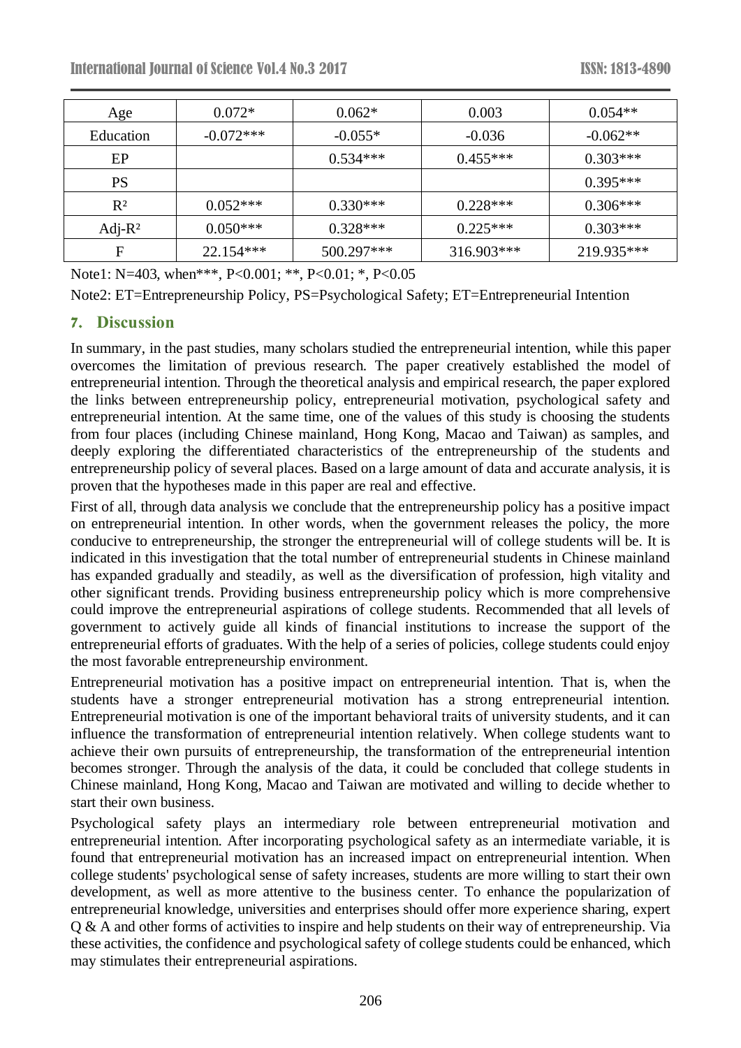| Age | 0.072* | 0.062* | 0.003 | 0.054** |
|---|---|---|---|---|
| Education | -0.072*** | -0.055* | -0.036 | -0.062** |
| EP | | 0.534*** | 0.455*** | 0.303*** |
| PS | | | | 0.395*** |
| $R^2$ | 0.052*** | 0.330*** | 0.228*** | 0.306*** |
| Adj-$R^2$ | 0.050*** | 0.328*** | 0.225*** | 0.303*** |
| F | 22.154*** | 500.297*** | 316.903*** | 219.935*** |

Note1: N=403, when***, P<0.001; **, P<0.01; *, P<0.05

Note2: ET=Entrepreneurship Policy, PS=Psychological Safety; ET=Entrepreneurial Intention

## 7. Discussion

In summary, in the past studies, many scholars studied the entrepreneurial intention, while this paper overcomes the limitation of previous research. The paper creatively established the model of entrepreneurial intention. Through the theoretical analysis and empirical research, the paper explored the links between entrepreneurship policy, entrepreneurial motivation, psychological safety and entrepreneurial intention. At the same time, one of the values of this study is choosing the students from four places (including Chinese mainland, Hong Kong, Macao and Taiwan) as samples, and deeply exploring the differentiated characteristics of the entrepreneurship of the students and entrepreneurship policy of several places. Based on a large amount of data and accurate analysis, it is proven that the hypotheses made in this paper are real and effective.

First of all, through data analysis we conclude that the entrepreneurship policy has a positive impact on entrepreneurial intention. In other words, when the government releases the policy, the more conducive to entrepreneurship, the stronger the entrepreneurial will of college students will be. It is indicated in this investigation that the total number of entrepreneurial students in Chinese mainland has expanded gradually and steadily, as well as the diversification of profession, high vitality and other significant trends. Providing business entrepreneurship policy which is more comprehensive could improve the entrepreneurial aspirations of college students. Recommended that all levels of government to actively guide all kinds of financial institutions to increase the support of the entrepreneurial efforts of graduates. With the help of a series of policies, college students could enjoy the most favorable entrepreneurship environment.

Entrepreneurial motivation has a positive impact on entrepreneurial intention. That is, when the students have a stronger entrepreneurial motivation has a strong entrepreneurial intention. Entrepreneurial motivation is one of the important behavioral traits of university students, and it can influence the transformation of entrepreneurial intention relatively. When college students want to achieve their own pursuits of entrepreneurship, the transformation of the entrepreneurial intention becomes stronger. Through the analysis of the data, it could be concluded that college students in Chinese mainland, Hong Kong, Macao and Taiwan are motivated and willing to decide whether to start their own business.

Psychological safety plays an intermediary role between entrepreneurial motivation and entrepreneurial intention. After incorporating psychological safety as an intermediate variable, it is found that entrepreneurial motivation has an increased impact on entrepreneurial intention. When college students' psychological sense of safety increases, students are more willing to start their own development, as well as more attentive to the business center. To enhance the popularization of entrepreneurial knowledge, universities and enterprises should offer more experience sharing, expert Q & A and other forms of activities to inspire and help students on their way of entrepreneurship. Via these activities, the confidence and psychological safety of college students could be enhanced, which may stimulates their entrepreneurial aspirations.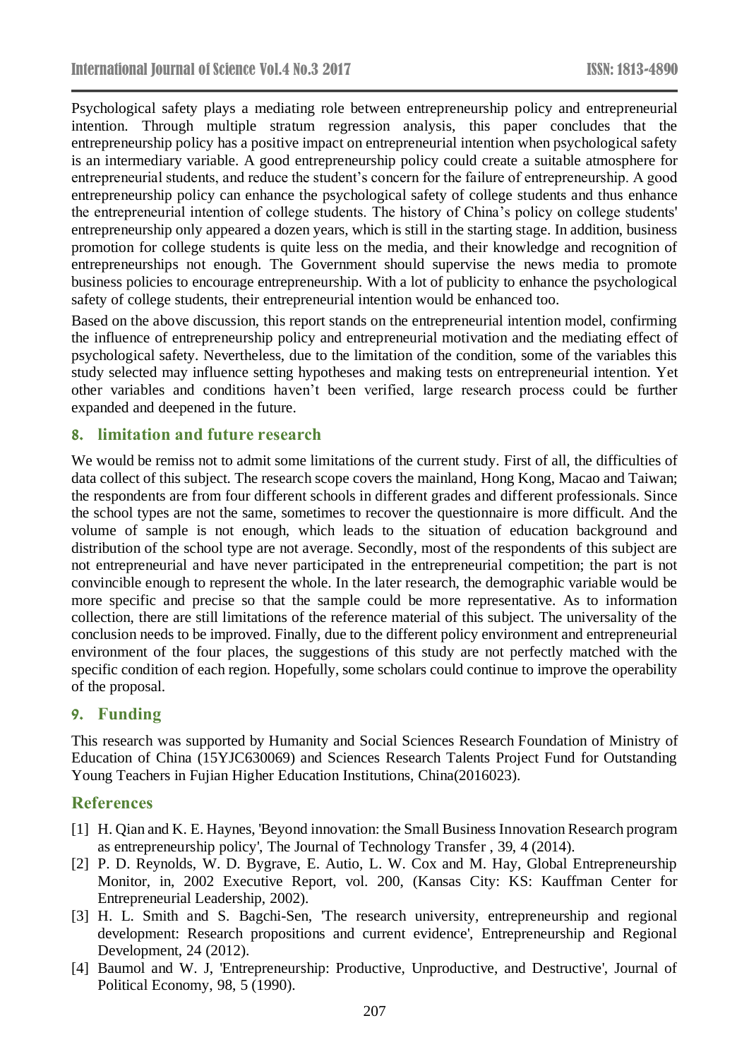Psychological safety plays a mediating role between entrepreneurship policy and entrepreneurial intention. Through multiple stratum regression analysis, this paper concludes that the entrepreneurship policy has a positive impact on entrepreneurial intention when psychological safety is an intermediary variable. A good entrepreneurship policy could create a suitable atmosphere for entrepreneurial students, and reduce the student's concern for the failure of entrepreneurship. A good entrepreneurship policy can enhance the psychological safety of college students and thus enhance the entrepreneurial intention of college students. The history of China's policy on college students' entrepreneurship only appeared a dozen years, which is still in the starting stage. In addition, business promotion for college students is quite less on the media, and their knowledge and recognition of entrepreneurships not enough. The Government should supervise the news media to promote business policies to encourage entrepreneurship. With a lot of publicity to enhance the psychological safety of college students, their entrepreneurial intention would be enhanced too.

Based on the above discussion, this report stands on the entrepreneurial intention model, confirming the influence of entrepreneurship policy and entrepreneurial motivation and the mediating effect of psychological safety. Nevertheless, due to the limitation of the condition, some of the variables this study selected may influence setting hypotheses and making tests on entrepreneurial intention. Yet other variables and conditions haven't been verified, large research process could be further expanded and deepened in the future.

## 8. limitation and future research

We would be remiss not to admit some limitations of the current study. First of all, the difficulties of data collect of this subject. The research scope covers the mainland, Hong Kong, Macao and Taiwan; the respondents are from four different schools in different grades and different professionals. Since the school types are not the same, sometimes to recover the questionnaire is more difficult. And the volume of sample is not enough, which leads to the situation of education background and distribution of the school type are not average. Secondly, most of the respondents of this subject are not entrepreneurial and have never participated in the entrepreneurial competition; the part is not convincible enough to represent the whole. In the later research, the demographic variable would be more specific and precise so that the sample could be more representative. As to information collection, there are still limitations of the reference material of this subject. The universality of the conclusion needs to be improved. Finally, due to the different policy environment and entrepreneurial environment of the four places, the suggestions of this study are not perfectly matched with the specific condition of each region. Hopefully, some scholars could continue to improve the operability of the proposal.

## 9. Funding

This research was supported by Humanity and Social Sciences Research Foundation of Ministry of Education of China (15YJC630069) and Sciences Research Talents Project Fund for Outstanding Young Teachers in Fujian Higher Education Institutions, China(2016023).

## References

[1] H. Qian and K. E. Haynes, 'Beyond innovation: the Small Business Innovation Research program as entrepreneurship policy', The Journal of Technology Transfer , 39, 4 (2014).

[2] P. D. Reynolds, W. D. Bygrave, E. Autio, L. W. Cox and M. Hay, Global Entrepreneurship Monitor, in, 2002 Executive Report, vol. 200, (Kansas City: KS: Kauffman Center for Entrepreneurial Leadership, 2002).

[3] H. L. Smith and S. Bagchi-Sen, 'The research university, entrepreneurship and regional development: Research propositions and current evidence', Entrepreneurship and Regional Development, 24 (2012).

[4] Baumol and W. J, 'Entrepreneurship: Productive, Unproductive, and Destructive', Journal of Political Economy, 98, 5 (1990).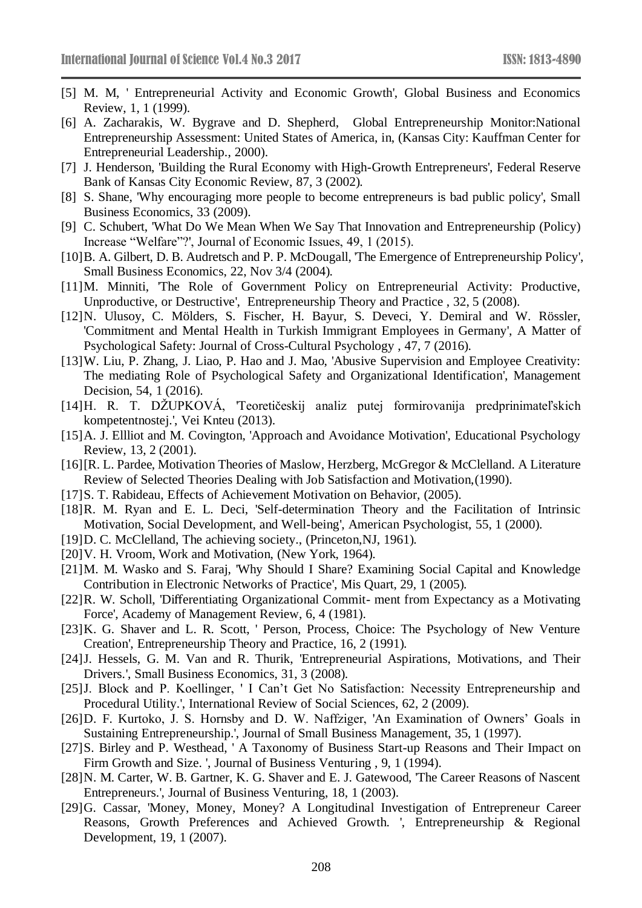[5] M. M, ' Entrepreneurial Activity and Economic Growth', Global Business and Economics Review, 1, 1 (1999).

[6] A. Zacharakis, W. Bygrave and D. Shepherd, Global Entrepreneurship Monitor:National Entrepreneurship Assessment: United States of America, in, (Kansas City: Kauffman Center for Entrepreneurial Leadership., 2000).

[7] J. Henderson, 'Building the Rural Economy with High-Growth Entrepreneurs', Federal Reserve Bank of Kansas City Economic Review, 87, 3 (2002).

[8] S. Shane, 'Why encouraging more people to become entrepreneurs is bad public policy', Small Business Economics, 33 (2009).

[9] C. Schubert, 'What Do We Mean When We Say That Innovation and Entrepreneurship (Policy) Increase "Welfare"?', Journal of Economic Issues, 49, 1 (2015).

[10] B. A. Gilbert, D. B. Audretsch and P. P. McDougall, 'The Emergence of Entrepreneurship Policy', Small Business Economics, 22, Nov 3/4 (2004).

[11] M. Minniti, 'The Role of Government Policy on Entrepreneurial Activity: Productive, Unproductive, or Destructive', Entrepreneurship Theory and Practice , 32, 5 (2008).

[12] N. Ulusoy, C. Mölders, S. Fischer, H. Bayur, S. Deveci, Y. Demiral and W. Rössler, 'Commitment and Mental Health in Turkish Immigrant Employees in Germany', A Matter of Psychological Safety: Journal of Cross-Cultural Psychology , 47, 7 (2016).

[13] W. Liu, P. Zhang, J. Liao, P. Hao and J. Mao, 'Abusive Supervision and Employee Creativity: The mediating Role of Psychological Safety and Organizational Identification', Management Decision, 54, 1 (2016).

[14] H. R. T. DŽUPKOVÁ, 'Teoretičeskij analiz putej formirovanija predprinimatel'skich kompetentnostej.', Vei Knteu (2013).

[15] A. J. Ellliot and M. Covington, 'Approach and Avoidance Motivation', Educational Psychology Review, 13, 2 (2001).

[16] [R. L. Pardee, Motivation Theories of Maslow, Herzberg, McGregor & McClelland. A Literature Review of Selected Theories Dealing with Job Satisfaction and Motivation,(1990).

[17] S. T. Rabideau, Effects of Achievement Motivation on Behavior, (2005).

[18] R. M. Ryan and E. L. Deci, 'Self-determination Theory and the Facilitation of Intrinsic Motivation, Social Development, and Well-being', American Psychologist, 55, 1 (2000).

[19] D. C. McClelland, The achieving society., (Princeton,NJ, 1961).

[20] V. H. Vroom, Work and Motivation, (New York, 1964).

[21] M. M. Wasko and S. Faraj, 'Why Should I Share? Examining Social Capital and Knowledge Contribution in Electronic Networks of Practice', Mis Quart, 29, 1 (2005).

[22] R. W. Scholl, 'Differentiating Organizational Commit- ment from Expectancy as a Motivating Force', Academy of Management Review, 6, 4 (1981).

[23] K. G. Shaver and L. R. Scott, ' Person, Process, Choice: The Psychology of New Venture Creation', Entrepreneurship Theory and Practice, 16, 2 (1991).

[24] J. Hessels, G. M. Van and R. Thurik, 'Entrepreneurial Aspirations, Motivations, and Their Drivers.', Small Business Economics, 31, 3 (2008).

[25] J. Block and P. Koellinger, ' I Can't Get No Satisfaction: Necessity Entrepreneurship and Procedural Utility.', International Review of Social Sciences, 62, 2 (2009).

[26] D. F. Kurtoko, J. S. Hornsby and D. W. Naffziger, 'An Examination of Owners' Goals in Sustaining Entrepreneurship.', Journal of Small Business Management, 35, 1 (1997).

[27] S. Birley and P. Westhead, ' A Taxonomy of Business Start-up Reasons and Their Impact on Firm Growth and Size. ', Journal of Business Venturing , 9, 1 (1994).

[28] N. M. Carter, W. B. Gartner, K. G. Shaver and E. J. Gatewood, 'The Career Reasons of Nascent Entrepreneurs.', Journal of Business Venturing, 18, 1 (2003).

[29] G. Cassar, 'Money, Money, Money? A Longitudinal Investigation of Entrepreneur Career Reasons, Growth Preferences and Achieved Growth. ', Entrepreneurship & Regional Development, 19, 1 (2007).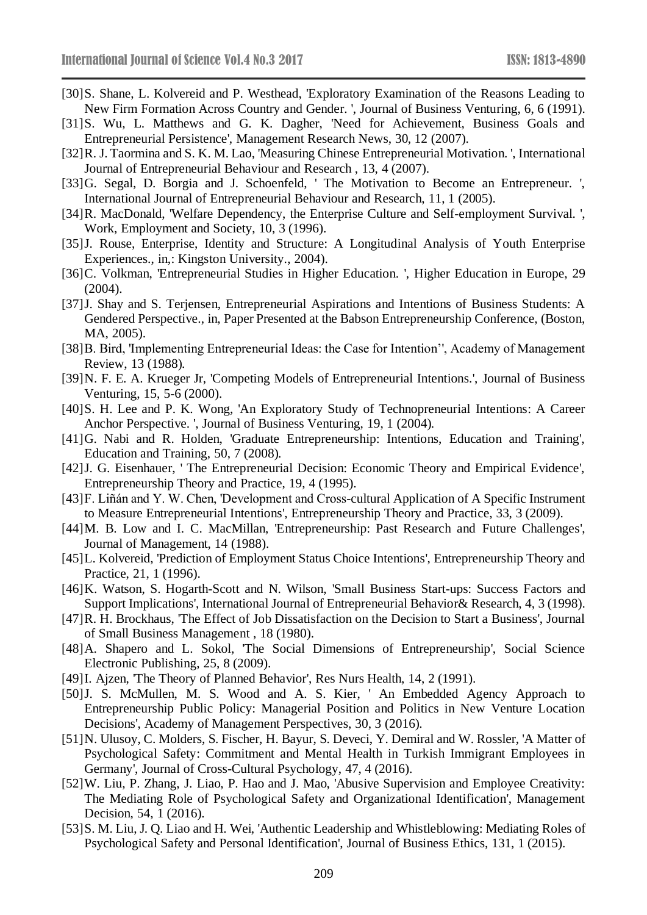[30]S. Shane, L. Kolvereid and P. Westhead, 'Exploratory Examination of the Reasons Leading to New Firm Formation Across Country and Gender. ', Journal of Business Venturing, 6, 6 (1991).

[31]S. Wu, L. Matthews and G. K. Dagher, 'Need for Achievement, Business Goals and Entrepreneurial Persistence', Management Research News, 30, 12 (2007).

[32]R. J. Taormina and S. K. M. Lao, 'Measuring Chinese Entrepreneurial Motivation. ', International Journal of Entrepreneurial Behaviour and Research , 13, 4 (2007).

[33]G. Segal, D. Borgia and J. Schoenfeld, ' The Motivation to Become an Entrepreneur. ', International Journal of Entrepreneurial Behaviour and Research, 11, 1 (2005).

[34]R. MacDonald, 'Welfare Dependency, the Enterprise Culture and Self-employment Survival. ', Work, Employment and Society, 10, 3 (1996).

[35]J. Rouse, Enterprise, Identity and Structure: A Longitudinal Analysis of Youth Enterprise Experiences., in,: Kingston University., 2004).

[36]C. Volkman, 'Entrepreneurial Studies in Higher Education. ', Higher Education in Europe, 29 (2004).

[37]J. Shay and S. Terjensen, Entrepreneurial Aspirations and Intentions of Business Students: A Gendered Perspective., in, Paper Presented at the Babson Entrepreneurship Conference, (Boston, MA, 2005).

[38]B. Bird, 'Implementing Entrepreneurial Ideas: the Case for Intention'', Academy of Management Review, 13 (1988).

[39]N. F. E. A. Krueger Jr, 'Competing Models of Entrepreneurial Intentions.', Journal of Business Venturing, 15, 5-6 (2000).

[40]S. H. Lee and P. K. Wong, 'An Exploratory Study of Technopreneurial Intentions: A Career Anchor Perspective. ', Journal of Business Venturing, 19, 1 (2004).

[41]G. Nabi and R. Holden, 'Graduate Entrepreneurship: Intentions, Education and Training', Education and Training, 50, 7 (2008).

[42]J. G. Eisenhauer, ' The Entrepreneurial Decision: Economic Theory and Empirical Evidence', Entrepreneurship Theory and Practice, 19, 4 (1995).

[43]F. Liñán and Y. W. Chen, 'Development and Cross-cultural Application of A Specific Instrument to Measure Entrepreneurial Intentions', Entrepreneurship Theory and Practice, 33, 3 (2009).

[44]M. B. Low and I. C. MacMillan, 'Entrepreneurship: Past Research and Future Challenges', Journal of Management, 14 (1988).

[45]L. Kolvereid, 'Prediction of Employment Status Choice Intentions', Entrepreneurship Theory and Practice, 21, 1 (1996).

[46]K. Watson, S. Hogarth-Scott and N. Wilson, 'Small Business Start-ups: Success Factors and Support Implications', International Journal of Entrepreneurial Behavior& Research, 4, 3 (1998).

[47]R. H. Brockhaus, 'The Effect of Job Dissatisfaction on the Decision to Start a Business', Journal of Small Business Management , 18 (1980).

[48]A. Shapero and L. Sokol, 'The Social Dimensions of Entrepreneurship', Social Science Electronic Publishing, 25, 8 (2009).

[49]I. Ajzen, 'The Theory of Planned Behavior', Res Nurs Health, 14, 2 (1991).

[50]J. S. McMullen, M. S. Wood and A. S. Kier, ' An Embedded Agency Approach to Entrepreneurship Public Policy: Managerial Position and Politics in New Venture Location Decisions', Academy of Management Perspectives, 30, 3 (2016).

[51]N. Ulusoy, C. Molders, S. Fischer, H. Bayur, S. Deveci, Y. Demiral and W. Rossler, 'A Matter of Psychological Safety: Commitment and Mental Health in Turkish Immigrant Employees in Germany', Journal of Cross-Cultural Psychology, 47, 4 (2016).

[52]W. Liu, P. Zhang, J. Liao, P. Hao and J. Mao, 'Abusive Supervision and Employee Creativity: The Mediating Role of Psychological Safety and Organizational Identification', Management Decision, 54, 1 (2016).

[53]S. M. Liu, J. Q. Liao and H. Wei, 'Authentic Leadership and Whistleblowing: Mediating Roles of Psychological Safety and Personal Identification', Journal of Business Ethics, 131, 1 (2015).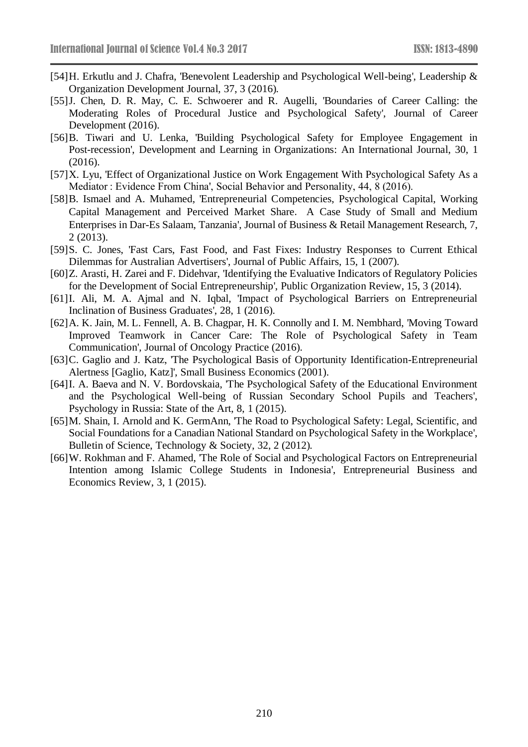[54] H. Erkutlu and J. Chafra, 'Benevolent Leadership and Psychological Well-being', Leadership & Organization Development Journal, 37, 3 (2016).

[55] J. Chen, D. R. May, C. E. Schwoerer and R. Augelli, 'Boundaries of Career Calling: the Moderating Roles of Procedural Justice and Psychological Safety', Journal of Career Development (2016).

[56] B. Tiwari and U. Lenka, 'Building Psychological Safety for Employee Engagement in Post-recession', Development and Learning in Organizations: An International Journal, 30, 1 (2016).

[57] X. Lyu, 'Effect of Organizational Justice on Work Engagement With Psychological Safety As a Mediator : Evidence From China', Social Behavior and Personality, 44, 8 (2016).

[58] B. Ismael and A. Muhamed, 'Entrepreneurial Competencies, Psychological Capital, Working Capital Management and Perceived Market Share. A Case Study of Small and Medium Enterprises in Dar-Es Salaam, Tanzania', Journal of Business & Retail Management Research, 7, 2 (2013).

[59] S. C. Jones, 'Fast Cars, Fast Food, and Fast Fixes: Industry Responses to Current Ethical Dilemmas for Australian Advertisers', Journal of Public Affairs, 15, 1 (2007).

[60] Z. Arasti, H. Zarei and F. Didehvar, 'Identifying the Evaluative Indicators of Regulatory Policies for the Development of Social Entrepreneurship', Public Organization Review, 15, 3 (2014).

[61] I. Ali, M. A. Ajmal and N. Iqbal, 'Impact of Psychological Barriers on Entrepreneurial Inclination of Business Graduates', 28, 1 (2016).

[62] A. K. Jain, M. L. Fennell, A. B. Chagpar, H. K. Connolly and I. M. Nembhard, 'Moving Toward Improved Teamwork in Cancer Care: The Role of Psychological Safety in Team Communication', Journal of Oncology Practice (2016).

[63] C. Gaglio and J. Katz, 'The Psychological Basis of Opportunity Identification-Entrepreneurial Alertness [Gaglio, Katz]', Small Business Economics (2001).

[64] I. A. Baeva and N. V. Bordovskaia, 'The Psychological Safety of the Educational Environment and the Psychological Well-being of Russian Secondary School Pupils and Teachers', Psychology in Russia: State of the Art, 8, 1 (2015).

[65] M. Shain, I. Arnold and K. GermAnn, 'The Road to Psychological Safety: Legal, Scientific, and Social Foundations for a Canadian National Standard on Psychological Safety in the Workplace', Bulletin of Science, Technology & Society, 32, 2 (2012).

[66] W. Rokhman and F. Ahamed, 'The Role of Social and Psychological Factors on Entrepreneurial Intention among Islamic College Students in Indonesia', Entrepreneurial Business and Economics Review, 3, 1 (2015).